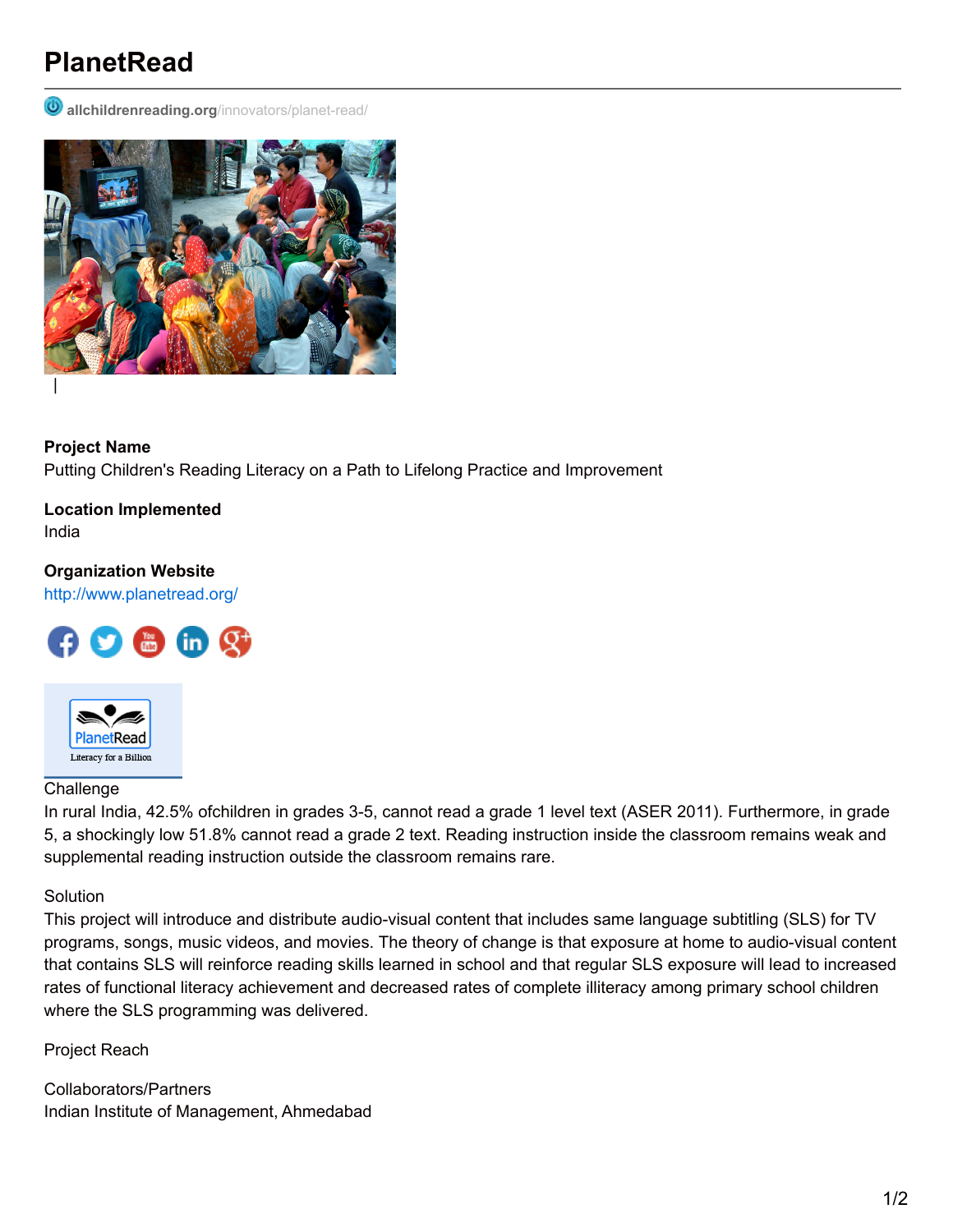# PlanetRead

allchildrenreading.org/innovators/planet-read/

**Project Name**
Putting Children's Reading Literacy on a Path to Lifelong Practice and Improvement

**Location Implemented**
India

**Organization Website**
http://www.planetread.org/

Challenge
In rural India, 42.5% ofchildren in grades 3-5, cannot read a grade 1 level text (ASER 2011). Furthermore, in grade 5, a shockingly low 51.8% cannot read a grade 2 text. Reading instruction inside the classroom remains weak and supplemental reading instruction outside the classroom remains rare.

Solution
This project will introduce and distribute audio-visual content that includes same language subtitling (SLS) for TV programs, songs, music videos, and movies. The theory of change is that exposure at home to audio-visual content that contains SLS will reinforce reading skills learned in school and that regular SLS exposure will lead to increased rates of functional literacy achievement and decreased rates of complete illiteracy among primary school children where the SLS programming was delivered.

Project Reach

Collaborators/Partners
Indian Institute of Management, Ahmedabad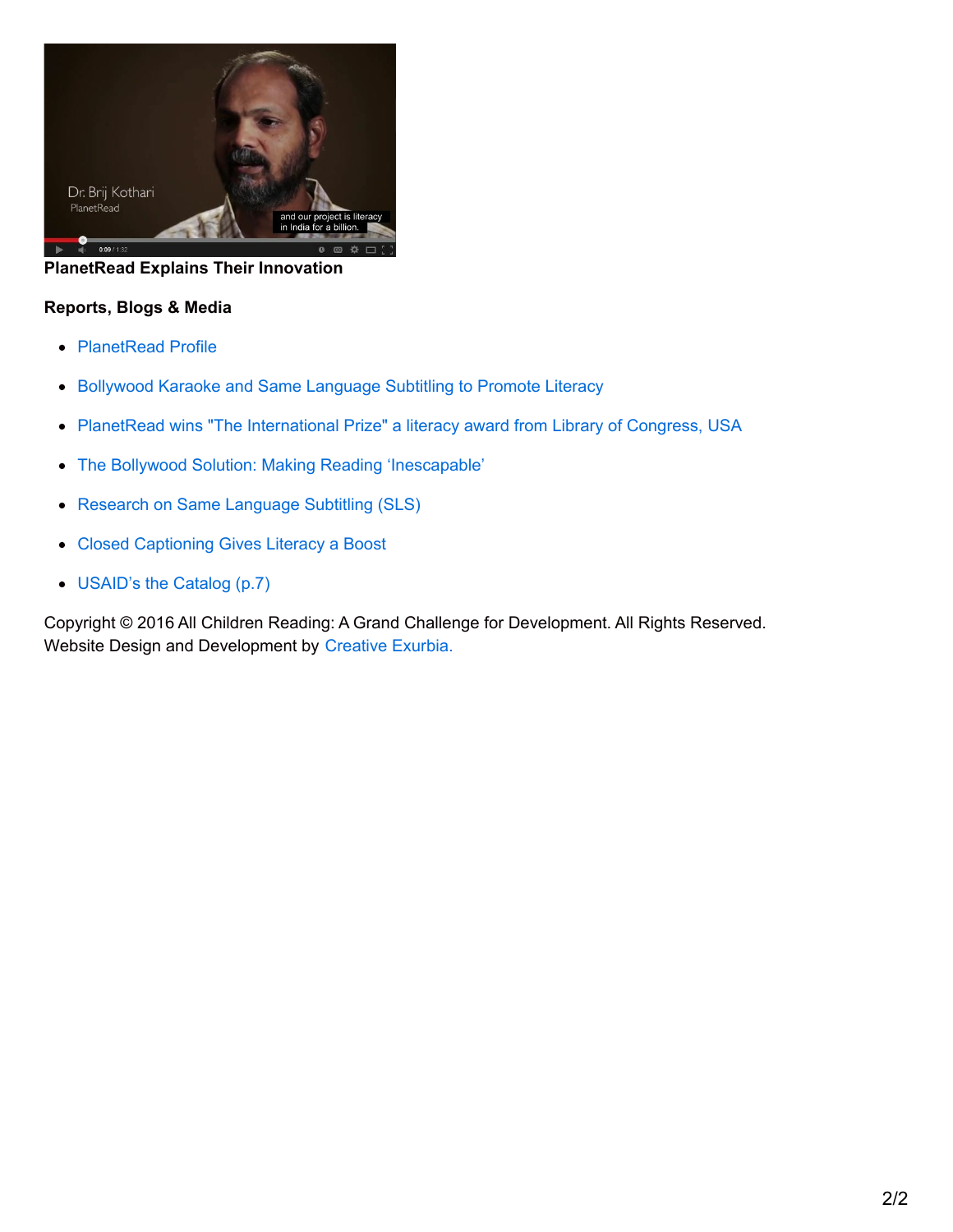**PlanetRead Explains Their Innovation**

**Reports, Blogs & Media**

- PlanetRead Profile
- Bollywood Karaoke and Same Language Subtitling to Promote Literacy
- PlanetRead wins "The International Prize" a literacy award from Library of Congress, USA
- The Bollywood Solution: Making Reading 'Inescapable'
- Research on Same Language Subtitling (SLS)
- Closed Captioning Gives Literacy a Boost
- USAID's the Catalog (p.7)

Copyright © 2016 All Children Reading: A Grand Challenge for Development. All Rights Reserved.
Website Design and Development by Creative Exurbia.